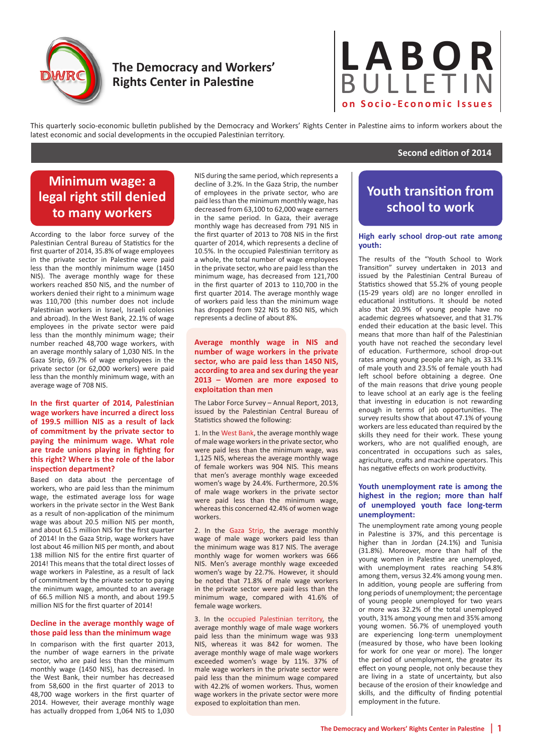# The Democracy and Workers' Rights Center in Palestine

# LABOR BULLETIN on Socio-Economic Issues

This quarterly socio-economic bulletin published by the Democracy and Workers' Rights Center in Palestine aims to inform workers about the latest economic and social developments in the occupied Palestinian territory.

**Second edition of 2014**

## Minimum wage: a legal right still denied to many workers

According to the labor force survey of the Palestinian Central Bureau of Statistics for the first quarter of 2014, 35.8% of wage employees in the private sector in Palestine were paid less than the monthly minimum wage (1450 NIS). The average monthly wage for these workers reached 850 NIS, and the number of workers denied their right to a minimum wage was 110,700 (this number does not include Palestinian workers in Israel, Israeli colonies and abroad). In the West Bank, 22.1% of wage employees in the private sector were paid less than the monthly minimum wage; their number reached 48,700 wage workers, with an average monthly salary of 1,030 NIS. In the Gaza Strip, 69.7% of wage employees in the private sector (or 62,000 workers) were paid less than the monthly minimum wage, with an average wage of 708 NIS.

### In the first quarter of 2014, Palestinian wage workers have incurred a direct loss of 199.5 million NIS as a result of lack of commitment by the private sector to paying the minimum wage. What role are trade unions playing in fighting for this right? Where is the role of the labor inspection department?

Based on data about the percentage of workers, who are paid less than the minimum wage, the estimated average loss for wage workers in the private sector in the West Bank as a result of non-application of the minimum wage was about 20.5 million NIS per month, and about 61.5 million NIS for the first quarter of 2014! In the Gaza Strip, wage workers have lost about 46 million NIS per month, and about 138 million NIS for the entire first quarter of 2014! This means that the total direct losses of wage workers in Palestine, as a result of lack of commitment by the private sector to paying the minimum wage, amounted to an average of 66.5 million NIS a month, and about 199.5 million NIS for the first quarter of 2014!

### Decline in the average monthly wage of those paid less than the minimum wage

In comparison with the first quarter 2013, the number of wage earners in the private sector, who are paid less than the minimum monthly wage (1450 NIS), has decreased. In the West Bank, their number has decreased from 58,600 in the first quarter of 2013 to 48,700 wage workers in the first quarter of 2014. However, their average monthly wage has actually dropped from 1,064 NIS to 1,030 NIS during the same period, which represents a decline of 3.2%. In the Gaza Strip, the number of employees in the private sector, who are paid less than the minimum monthly wage, has decreased from 63,100 to 62,000 wage earners in the same period. In Gaza, their average monthly wage has decreased from 791 NIS in the first quarter of 2013 to 708 NIS in the first quarter of 2014, which represents a decline of 10.5%. In the occupied Palestinian territory as a whole, the total number of wage employees in the private sector, who are paid less than the minimum wage, has decreased from 121,700 in the first quarter of 2013 to 110,700 in the first quarter 2014. The average monthly wage of workers paid less than the minimum wage has dropped from 922 NIS to 850 NIS, which represents a decline of about 8%.

### Average monthly wage in NIS and number of wage workers in the private sector, who are paid less than 1450 NIS, according to area and sex during the year 2013 – Women are more exposed to exploitation than men

The Labor Force Survey – Annual Report, 2013, issued by the Palestinian Central Bureau of Statistics showed the following:

1. In the West Bank, the average monthly wage of male wage workers in the private sector, who were paid less than the minimum wage, was 1,125 NIS, whereas the average monthly wage of female workers was 904 NIS. This means that men's average monthly wage exceeded women's wage by 24.4%. Furthermore, 20.5% of male wage workers in the private sector were paid less than the minimum wage, whereas this concerned 42.4% of women wage workers.

2. In the Gaza Strip, the average monthly wage of male wage workers paid less than the minimum wage was 817 NIS. The average monthly wage for women workers was 666 NIS. Men's average monthly wage exceeded women's wage by 22.7%. However, it should be noted that 71.8% of male wage workers in the private sector were paid less than the minimum wage, compared with 41.6% of female wage workers.

3. In the occupied Palestinian territory, the average monthly wage of male wage workers paid less than the minimum wage was 933 NIS, whereas it was 842 for women. The average monthly wage of male wage workers exceeded women's wage by 11%. 37% of male wage workers in the private sector were paid less than the minimum wage compared with 42.2% of women workers. Thus, women wage workers in the private sector were more exposed to exploitation than men.

## Youth transition from school to work

### High early school drop-out rate among youth:

The results of the "Youth School to Work Transition" survey undertaken in 2013 and issued by the Palestinian Central Bureau of Statistics showed that 55.2% of young people (15-29 years old) are no longer enrolled in educational institutions. It should be noted also that 20.9% of young people have no academic degrees whatsoever, and that 31.7% ended their education at the basic level. This means that more than half of the Palestinian youth have not reached the secondary level of education. Furthermore, school drop-out rates among young people are high, as 33.1% of male youth and 23.5% of female youth had left school before obtaining a degree. One of the main reasons that drive young people to leave school at an early age is the feeling that investing in education is not rewarding enough in terms of job opportunities. The survey results show that about 47.1% of young workers are less educated than required by the skills they need for their work. These young workers, who are not qualified enough, are concentrated in occupations such as sales, agriculture, crafts and machine operators. This has negative effects on work productivity.

### Youth unemployment rate is among the highest in the region; more than half of unemployed youth face long-term unemployment:

The unemployment rate among young people in Palestine is 37%, and this percentage is higher than in Jordan (24.1%) and Tunisia (31.8%). Moreover, more than half of the young women in Palestine are unemployed, with unemployment rates reaching 54.8% among them, versus 32.4% among young men. In addition, young people are suffering from long periods of unemployment; the percentage of young people unemployed for two years or more was 32.2% of the total unemployed youth, 31% among young men and 35% among young women. 56.7% of unemployed youth are experiencing long-term unemployment (measured by those, who have been looking for work for one year or more). The longer the period of unemployment, the greater its effect on young people, not only because they are living in a state of uncertainty, but also because of the erosion of their knowledge and skills, and the difficulty of finding potential employment in the future.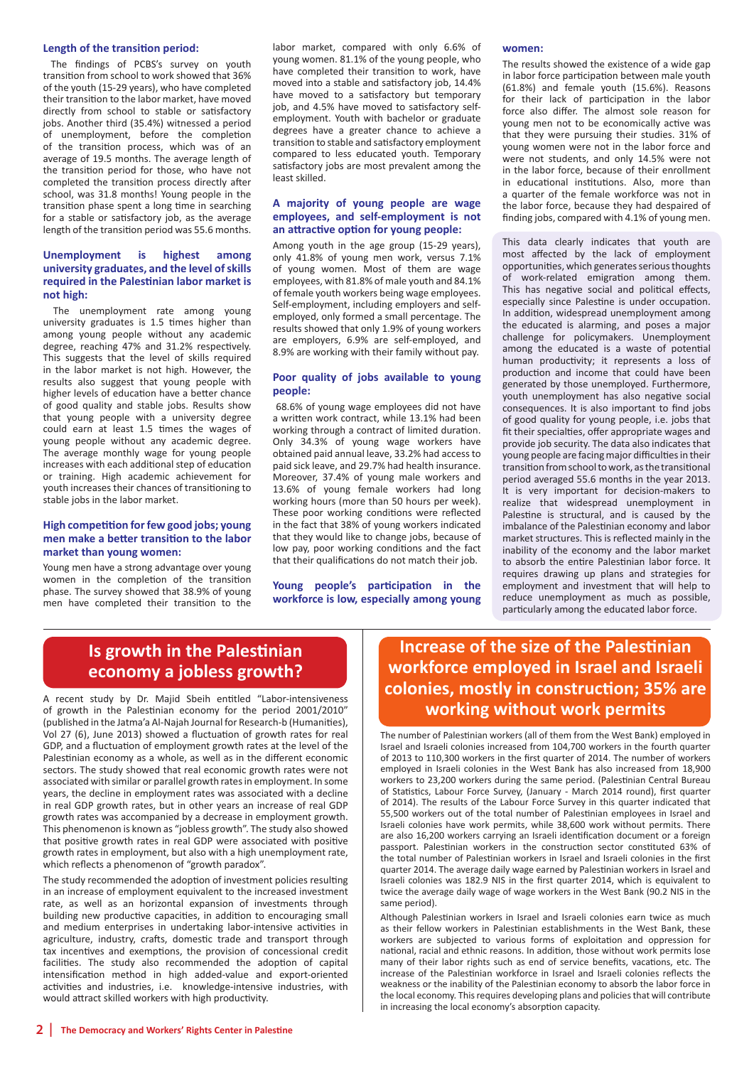### Length of the transition period:

The findings of PCBS's survey on youth transition from school to work showed that 36% of the youth (15-29 years), who have completed their transition to the labor market, have moved directly from school to stable or satisfactory jobs. Another third (35.4%) witnessed a period of unemployment, before the completion of the transition process, which was of an average of 19.5 months. The average length of the transition period for those, who have not completed the transition process directly after school, was 31.8 months! Young people in the transition phase spent a long time in searching for a stable or satisfactory job, as the average length of the transition period was 55.6 months.

### Unemployment is highest among university graduates, and the level of skills required in the Palestinian labor market is not high:

The unemployment rate among young university graduates is 1.5 times higher than among young people without any academic degree, reaching 47% and 31.2% respectively. This suggests that the level of skills required in the labor market is not high. However, the results also suggest that young people with higher levels of education have a better chance of good quality and stable jobs. Results show that young people with a university degree could earn at least 1.5 times the wages of young people without any academic degree. The average monthly wage for young people increases with each additional step of education or training. High academic achievement for youth increases their chances of transitioning to stable jobs in the labor market.

### High competition for few good jobs; young men make a better transition to the labor market than young women:

Young men have a strong advantage over young women in the completion of the transition phase. The survey showed that 38.9% of young men have completed their transition to the labor market, compared with only 6.6% of young women. 81.1% of the young people, who have completed their transition to work, have moved into a stable and satisfactory job, 14.4% have moved to a satisfactory but temporary job, and 4.5% have moved to satisfactory self-employment. Youth with bachelor or graduate degrees have a greater chance to achieve a transition to stable and satisfactory employment compared to less educated youth. Temporary satisfactory jobs are most prevalent among the least skilled.

### A majority of young people are wage employees, and self-employment is not an attractive option for young people:

Among youth in the age group (15-29 years), only 41.8% of young men work, versus 7.1% of young women. Most of them are wage employees, with 81.8% of male youth and 84.1% of female youth workers being wage employees. Self-employment, including employers and self-employed, only formed a small percentage. The results showed that only 1.9% of young workers are employers, 6.9% are self-employed, and 8.9% are working with their family without pay.

### Poor quality of jobs available to young people:

68.6% of young wage employees did not have a written work contract, while 13.1% had been working through a contract of limited duration. Only 34.3% of young wage workers have obtained paid annual leave, 33.2% had access to paid sick leave, and 29.7% had health insurance. Moreover, 37.4% of young male workers and 13.6% of young female workers had long working hours (more than 50 hours per week). These poor working conditions were reflected in the fact that 38% of young workers indicated that they would like to change jobs, because of low pay, poor working conditions and the fact that their qualifications do not match their job.

### Young people's participation in the workforce is low, especially among young women:

The results showed the existence of a wide gap in labor force participation between male youth (61.8%) and female youth (15.6%). Reasons for their lack of participation in the labor force also differ. The almost sole reason for young men not to be economically active was that they were pursuing their studies. 31% of young women were not in the labor force and were not students, and only 14.5% were not in the labor force, because of their enrollment in educational institutions. Also, more than a quarter of the female workforce was not in the labor force, because they had despaired of finding jobs, compared with 4.1% of young men.

This data clearly indicates that youth are most affected by the lack of employment opportunities, which generates serious thoughts of work-related emigration among them. This has negative social and political effects, especially since Palestine is under occupation. In addition, widespread unemployment among the educated is alarming, and poses a major challenge for policymakers. Unemployment among the educated is a waste of potential human productivity; it represents a loss of production and income that could have been generated by those unemployed. Furthermore, youth unemployment has also negative social consequences. It is also important to find jobs of good quality for young people, i.e. jobs that fit their specialties, offer appropriate wages and provide job security. The data also indicates that young people are facing major difficulties in their transition from school to work, as the transitional period averaged 55.6 months in the year 2013. It is very important for decision-makers to realize that widespread unemployment in Palestine is structural, and is caused by the imbalance of the Palestinian economy and labor market structures. This is reflected mainly in the inability of the economy and the labor market to absorb the entire Palestinian labor force. It requires drawing up plans and strategies for employment and investment that will help to reduce unemployment as much as possible, particularly among the educated labor force.

## Is growth in the Palestinian economy a jobless growth?

A recent study by Dr. Majid Sbeih entitled "Labor-intensiveness of growth in the Palestinian economy for the period 2001/2010" (published in the Jatma'a Al-Najah Journal for Research-b (Humanities), Vol 27 (6), June 2013) showed a fluctuation of growth rates for real GDP, and a fluctuation of employment growth rates at the level of the Palestinian economy as a whole, as well as in the different economic sectors. The study showed that real economic growth rates were not associated with similar or parallel growth rates in employment. In some years, the decline in employment rates was associated with a decline in real GDP growth rates, but in other years an increase of real GDP growth rates was accompanied by a decrease in employment growth. This phenomenon is known as "jobless growth". The study also showed that positive growth rates in real GDP were associated with positive growth rates in employment, but also with a high unemployment rate, which reflects a phenomenon of "growth paradox".

The study recommended the adoption of investment policies resulting in an increase of employment equivalent to the increased investment rate, as well as an horizontal expansion of investments through building new productive capacities, in addition to encouraging small and medium enterprises in undertaking labor-intensive activities in agriculture, industry, crafts, domestic trade and transport through tax incentives and exemptions, the provision of concessional credit facilities. The study also recommended the adoption of capital intensification method in high added-value and export-oriented activities and industries, i.e. knowledge-intensive industries, with would attract skilled workers with high productivity.

## Increase of the size of the Palestinian workforce employed in Israel and Israeli colonies, mostly in construction; 35% are working without work permits

The number of Palestinian workers (all of them from the West Bank) employed in Israel and Israeli colonies increased from 104,700 workers in the fourth quarter of 2013 to 110,300 workers in the first quarter of 2014. The number of workers employed in Israeli colonies in the West Bank has also increased from 18,900 workers to 23,200 workers during the same period. (Palestinian Central Bureau of Statistics, Labour Force Survey, (January - March 2014 round), first quarter of 2014). The results of the Labour Force Survey in this quarter indicated that 55,500 workers out of the total number of Palestinian employees in Israel and Israeli colonies have work permits, while 38,600 work without permits. There are also 16,200 workers carrying an Israeli identification document or a foreign passport. Palestinian workers in the construction sector constituted 63% of the total number of Palestinian workers in Israel and Israeli colonies in the first quarter 2014. The average daily wage earned by Palestinian workers in Israel and Israeli colonies was 182.9 NIS in the first quarter 2014, which is equivalent to twice the average daily wage of wage workers in the West Bank (90.2 NIS in the same period).

Although Palestinian workers in Israel and Israeli colonies earn twice as much as their fellow workers in Palestinian establishments in the West Bank, these workers are subjected to various forms of exploitation and oppression for national, racial and ethnic reasons. In addition, those without work permits lose many of their labor rights such as end of service benefits, vacations, etc. The increase of the Palestinian workforce in Israel and Israeli colonies reflects the weakness or the inability of the Palestinian economy to absorb the labor force in the local economy. This requires developing plans and policies that will contribute in increasing the local economy's absorption capacity.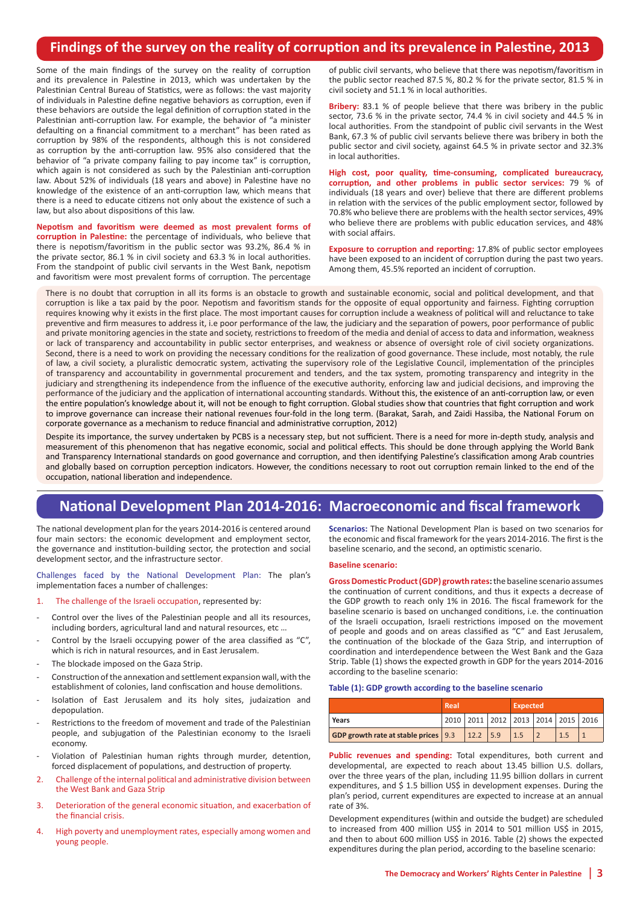## Findings of the survey on the reality of corruption and its prevalence in Palestine, 2013

Some of the main findings of the survey on the reality of corruption and its prevalence in Palestine in 2013, which was undertaken by the Palestinian Central Bureau of Statistics, were as follows: the vast majority of individuals in Palestine define negative behaviors as corruption, even if these behaviors are outside the legal definition of corruption stated in the Palestinian anti-corruption law. For example, the behavior of "a minister defaulting on a financial commitment to a merchant" has been rated as corruption by 98% of the respondents, although this is not considered as corruption by the anti-corruption law. 95% also considered that the behavior of "a private company failing to pay income tax" is corruption, which again is not considered as such by the Palestinian anti-corruption law. About 52% of individuals (18 years and above) in Palestine have no knowledge of the existence of an anti-corruption law, which means that there is a need to educate citizens not only about the existence of such a law, but also about dispositions of this law.

**Nepotism and favoritism were deemed as most prevalent forms of corruption in Palestine:** the percentage of individuals, who believe that there is nepotism/favoritism in the public sector was 93.2%, 86.4 % in the private sector, 86.1 % in civil society and 63.3 % in local authorities. From the standpoint of public civil servants in the West Bank, nepotism and favoritism were most prevalent forms of corruption. The percentage of public civil servants, who believe that there was nepotism/favoritism in the public sector reached 87.5 %, 80.2 % for the private sector, 81.5 % in civil society and 51.1 % in local authorities.

**Bribery:** 83.1 % of people believe that there was bribery in the public sector, 73.6 % in the private sector, 74.4 % in civil society and 44.5 % in local authorities. From the standpoint of public civil servants in the West Bank, 67.3 % of public civil servants believe there was bribery in both the public sector and civil society, against 64.5 % in private sector and 32.3% in local authorities.

**High cost, poor quality, time-consuming, complicated bureaucracy, corruption, and other problems in public sector services:** 79 % of individuals (18 years and over) believe that there are different problems in relation with the services of the public employment sector, followed by 70.8% who believe there are problems with the health sector services, 49% who believe there are problems with public education services, and 48% with social affairs.

**Exposure to corruption and reporting:** 17.8% of public sector employees have been exposed to an incident of corruption during the past two years. Among them, 45.5% reported an incident of corruption.

There is no doubt that corruption in all its forms is an obstacle to growth and sustainable economic, social and political development, and that corruption is like a tax paid by the poor. Nepotism and favoritism stands for the opposite of equal opportunity and fairness. Fighting corruption requires knowing why it exists in the first place. The most important causes for corruption include a weakness of political will and reluctance to take preventive and firm measures to address it, i.e poor performance of the law, the judiciary and the separation of powers, poor performance of public and private monitoring agencies in the state and society, restrictions to freedom of the media and denial of access to data and information, weakness or lack of transparency and accountability in public sector enterprises, and weakness or absence of oversight role of civil society organizations. Second, there is a need to work on providing the necessary conditions for the realization of good governance. These include, most notably, the rule of law, a civil society, a pluralistic democratic system, activating the supervisory role of the Legislative Council, implementation of the principles of transparency and accountability in governmental procurement and tenders, and the tax system, promoting transparency and integrity in the judiciary and strengthening its independence from the influence of the executive authority, enforcing law and judicial decisions, and improving the performance of the judiciary and the application of international accounting standards. Without this, the existence of an anti-corruption law, or even the entire population's knowledge about it, will not be enough to fight corruption. Global studies show that countries that fight corruption and work to improve governance can increase their national revenues four-fold in the long term. (Barakat, Sarah, and Zaidi Hassiba, the National Forum on corporate governance as a mechanism to reduce financial and administrative corruption, 2012)

Despite its importance, the survey undertaken by PCBS is a necessary step, but not sufficient. There is a need for more in-depth study, analysis and measurement of this phenomenon that has negative economic, social and political effects. This should be done through applying the World Bank and Transparency International standards on good governance and corruption, and then identifying Palestine's classification among Arab countries and globally based on corruption perception indicators. However, the conditions necessary to root out corruption remain linked to the end of the occupation, national liberation and independence.

## National Development Plan 2014-2016: Macroeconomic and fiscal framework

The national development plan for the years 2014-2016 is centered around four main sectors: the economic development and employment sector, the governance and institution-building sector, the protection and social development sector, and the infrastructure sector.

Challenges faced by the National Development Plan: The plan's implementation faces a number of challenges:

1. The challenge of the Israeli occupation, represented by:

- Control over the lives of the Palestinian people and all its resources, including borders, agricultural land and natural resources, etc …
- Control by the Israeli occupying power of the area classified as "C", which is rich in natural resources, and in East Jerusalem.
- The blockade imposed on the Gaza Strip.
- Construction of the annexation and settlement expansion wall, with the establishment of colonies, land confiscation and house demolitions.
- Isolation of East Jerusalem and its holy sites, judaization and depopulation.
- Restrictions to the freedom of movement and trade of the Palestinian people, and subjugation of the Palestinian economy to the Israeli economy.
- Violation of Palestinian human rights through murder, detention, forced displacement of populations, and destruction of property.

2. Challenge of the internal political and administrative division between the West Bank and Gaza Strip
3. Deterioration of the general economic situation, and exacerbation of the financial crisis.
4. High poverty and unemployment rates, especially among women and young people.

**Scenarios:** The National Development Plan is based on two scenarios for the economic and fiscal framework for the years 2014-2016. The first is the baseline scenario, and the second, an optimistic scenario.

**Baseline scenario:**

**Gross Domestic Product (GDP) growth rates:** the baseline scenario assumes the continuation of current conditions, and thus it expects a decrease of the GDP growth to reach only 1% in 2016. The fiscal framework for the baseline scenario is based on unchanged conditions, i.e. the continuation of the Israeli occupation, Israeli restrictions imposed on the movement of people and goods and on areas classified as "C" and East Jerusalem, the continuation of the blockade of the Gaza Strip, and interruption of coordination and interdependence between the West Bank and the Gaza Strip. Table (1) shows the expected growth in GDP for the years 2014-2016 according to the baseline scenario:

**Table (1): GDP growth according to the baseline scenario**

| | Real | | | Expected | | | |
|---|---|---|---|---|---|---|---|
| Years | 2010 | 2011 | 2012 | 2013 | 2014 | 2015 | 2016 |
| GDP growth rate at stable prices | 9.3 | 12.2 | 5.9 | 1.5 | 2 | 1.5 | 1 |

**Public revenues and spending:** Total expenditures, both current and developmental, are expected to reach about 13.45 billion U.S. dollars, over the three years of the plan, including 11.95 billion dollars in current expenditures, and $ 1.5 billion US$ in development expenses. During the plan's period, current expenditures are expected to increase at an annual rate of 3%.

Development expenditures (within and outside the budget) are scheduled to increased from 400 million US$ in 2014 to 501 million US$ in 2015, and then to about 600 million US$ in 2016. Table (2) shows the expected expenditures during the plan period, according to the baseline scenario: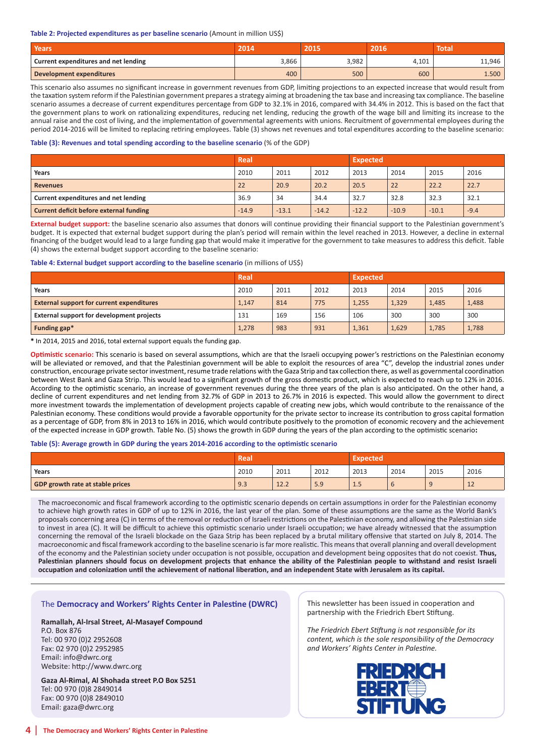**Table 2: Projected expenditures as per baseline scenario** (Amount in million US$)

| Years | 2014 | 2015 | 2016 | Total |
|---|---|---|---|---|
| Current expenditures and net lending | 3,866 | 3,982 | 4,101 | 11,946 |
| Development expenditures | 400 | 500 | 600 | 1.500 |

This scenario also assumes no significant increase in government revenues from GDP, limiting projections to an expected increase that would result from the taxation system reform if the Palestinian government prepares a strategy aiming at broadening the tax base and increasing tax compliance. The baseline scenario assumes a decrease of current expenditures percentage from GDP to 32.1% in 2016, compared with 34.4% in 2012. This is based on the fact that the government plans to work on rationalizing expenditures, reducing net lending, reducing the growth of the wage bill and limiting its increase to the annual raise and the cost of living, and the implementation of governmental agreements with unions. Recruitment of governmental employees during the period 2014-2016 will be limited to replacing retiring employees. Table (3) shows net revenues and total expenditures according to the baseline scenario:

**Table (3): Revenues and total spending according to the baseline scenario** (% of the GDP)

| | Real | | | Expected | | | |
|---|---|---|---|---|---|---|---|
| Years | 2010 | 2011 | 2012 | 2013 | 2014 | 2015 | 2016 |
| Revenues | 22 | 20.9 | 20.2 | 20.5 | 22 | 22.2 | 22.7 |
| Current expenditures and net lending | 36.9 | 34 | 34.4 | 32.7 | 32.8 | 32.3 | 32.1 |
| Current deficit before external funding | -14.9 | -13.1 | -14.2 | -12.2 | -10.9 | -10.1 | -9.4 |

**External budget support:** the baseline scenario also assumes that donors will continue providing their financial support to the Palestinian government's budget. It is expected that external budget support during the plan's period will remain within the level reached in 2013. However, a decline in external financing of the budget would lead to a large funding gap that would make it imperative for the government to take measures to address this deficit. Table (4) shows the external budget support according to the baseline scenario:

**Table 4: External budget support according to the baseline scenario** (in millions of US$)

| | Real | | | Expected | | | |
|---|---|---|---|---|---|---|---|
| Years | 2010 | 2011 | 2012 | 2013 | 2014 | 2015 | 2016 |
| External support for current expenditures | 1,147 | 814 | 775 | 1,255 | 1,329 | 1,485 | 1,488 |
| External support for development projects | 131 | 169 | 156 | 106 | 300 | 300 | 300 |
| Funding gap* | 1,278 | 983 | 931 | 1,361 | 1,629 | 1,785 | 1,788 |

**\*** In 2014, 2015 and 2016, total external support equals the funding gap.

**Optimistic scenario:** This scenario is based on several assumptions, which are that the Israeli occupying power's restrictions on the Palestinian economy will be alleviated or removed, and that the Palestinian government will be able to exploit the resources of area "C", develop the industrial zones under construction, encourage private sector investment, resume trade relations with the Gaza Strip and tax collection there, as well as governmental coordination between West Bank and Gaza Strip. This would lead to a significant growth of the gross domestic product, which is expected to reach up to 12% in 2016. According to the optimistic scenario, an increase of government revenues during the three years of the plan is also anticipated. On the other hand, a decline of current expenditures and net lending from 32.7% of GDP in 2013 to 26.7% in 2016 is expected. This would allow the government to direct more investment towards the implementation of development projects capable of creating new jobs, which would contribute to the renaissance of the Palestinian economy. These conditions would provide a favorable opportunity for the private sector to increase its contribution to gross capital formation as a percentage of GDP, from 8% in 2013 to 16% in 2016, which would contribute positively to the promotion of economic recovery and the achievement of the expected increase in GDP growth. Table No. (5) shows the growth in GDP during the years of the plan according to the optimistic scenario**:**

**Table (5): Average growth in GDP during the years 2014-2016 according to the optimistic scenario**

| | Real | | | Expected | | | |
|---|---|---|---|---|---|---|---|
| Years | 2010 | 2011 | 2012 | 2013 | 2014 | 2015 | 2016 |
| GDP growth rate at stable prices | 9.3 | 12.2 | 5.9 | 1.5 | 6 | 9 | 12 |

The macroeconomic and fiscal framework according to the optimistic scenario depends on certain assumptions in order for the Palestinian economy to achieve high growth rates in GDP of up to 12% in 2016, the last year of the plan. Some of these assumptions are the same as the World Bank's proposals concerning area (C) in terms of the removal or reduction of Israeli restrictions on the Palestinian economy, and allowing the Palestinian side to invest in area (C). It will be difficult to achieve this optimistic scenario under Israeli occupation; we have already witnessed that the assumption concerning the removal of the Israeli blockade on the Gaza Strip has been replaced by a brutal military offensive that started on July 8, 2014. The macroeconomic and fiscal framework according to the baseline scenario is far more realistic. This means that overall planning and overall development of the economy and the Palestinian society under occupation is not possible, occupation and development being opposites that do not coexist. **Thus, Palestinian planners should focus on development projects that enhance the ability of the Palestinian people to withstand and resist Israeli occupation and colonization until the achievement of national liberation, and an independent State with Jerusalem as its capital.**

---

The **Democracy and Workers' Rights Center in Palestine (DWRC)**

**Ramallah, Al-Irsal Street, Al-Masayef Compound**
P.O. Box 876
Tel: 00 970 (0)2 2952608
Fax: 02 970 (0)2 2952985
Email: info@dwrc.org
Website: http://www.dwrc.org

**Gaza Al-Rimal, Al Shohada street P.O Box 5251**
Tel: 00 970 (0)8 2849014
Fax: 00 970 (0)8 2849010
Email: gaza@dwrc.org

This newsletter has been issued in cooperation and partnership with the Friedrich Ebert Stiftung.

*The Friedrich Ebert Stiftung is not responsible for its content, which is the sole responsibility of the Democracy and Workers' Rights Center in Palestine.*

FRIEDRICH EBERT STIFTUNG